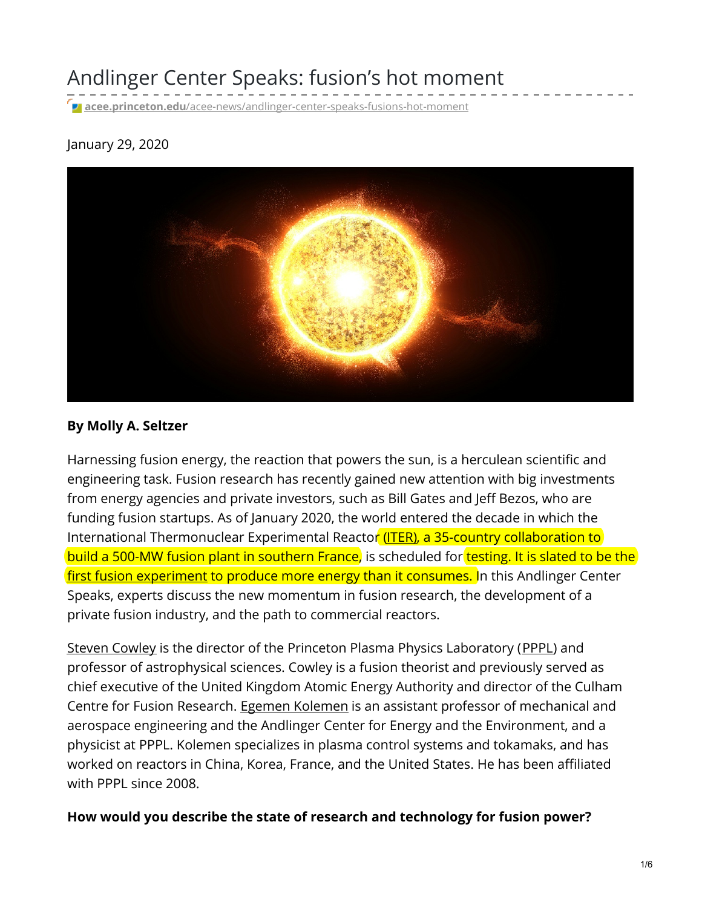# Andlinger Center Speaks: fusion's hot moment

acee.princeton.edu/acee-news/andlinger-center-speaks-fusions-hot-moment

January 29, 2020

**By Molly A. Seltzer**

Harnessing fusion energy, the reaction that powers the sun, is a herculean scientific and engineering task. Fusion research has recently gained new attention with big investments from energy agencies and private investors, such as Bill Gates and Jeff Bezos, who are funding fusion startups. As of January 2020, the world entered the decade in which the International Thermonuclear Experimental Reactor (ITER), a 35-country collaboration to build a 500-MW fusion plant in southern France, is scheduled for testing. It is slated to be the first fusion experiment to produce more energy than it consumes. In this Andlinger Center Speaks, experts discuss the new momentum in fusion research, the development of a private fusion industry, and the path to commercial reactors.

Steven Cowley is the director of the Princeton Plasma Physics Laboratory (PPPL) and professor of astrophysical sciences. Cowley is a fusion theorist and previously served as chief executive of the United Kingdom Atomic Energy Authority and director of the Culham Centre for Fusion Research. Egemen Kolemen is an assistant professor of mechanical and aerospace engineering and the Andlinger Center for Energy and the Environment, and a physicist at PPPL. Kolemen specializes in plasma control systems and tokamaks, and has worked on reactors in China, Korea, France, and the United States. He has been affiliated with PPPL since 2008.

**How would you describe the state of research and technology for fusion power?**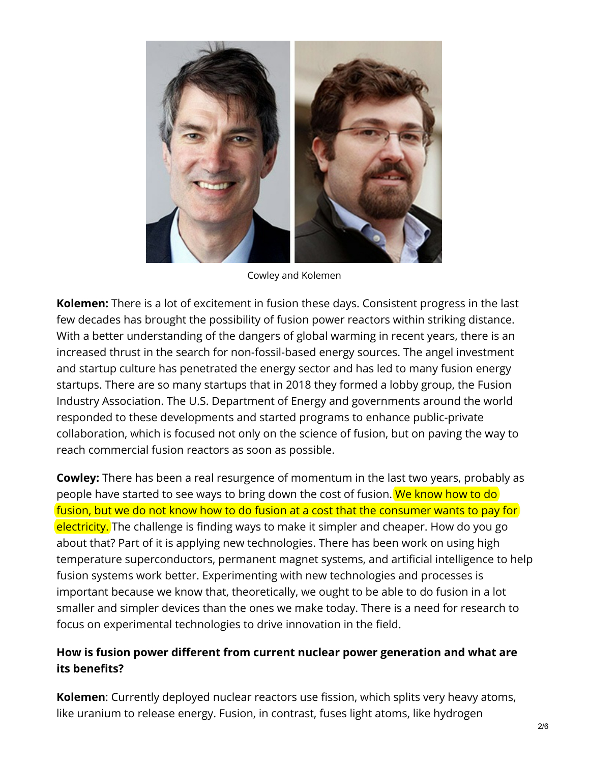Cowley and Kolemen

**Kolemen:** There is a lot of excitement in fusion these days. Consistent progress in the last few decades has brought the possibility of fusion power reactors within striking distance. With a better understanding of the dangers of global warming in recent years, there is an increased thrust in the search for non-fossil-based energy sources. The angel investment and startup culture has penetrated the energy sector and has led to many fusion energy startups. There are so many startups that in 2018 they formed a lobby group, the Fusion Industry Association. The U.S. Department of Energy and governments around the world responded to these developments and started programs to enhance public-private collaboration, which is focused not only on the science of fusion, but on paving the way to reach commercial fusion reactors as soon as possible.

**Cowley:** There has been a real resurgence of momentum in the last two years, probably as people have started to see ways to bring down the cost of fusion. We know how to do fusion, but we do not know how to do fusion at a cost that the consumer wants to pay for electricity. The challenge is finding ways to make it simpler and cheaper. How do you go about that? Part of it is applying new technologies. There has been work on using high temperature superconductors, permanent magnet systems, and artificial intelligence to help fusion systems work better. Experimenting with new technologies and processes is important because we know that, theoretically, we ought to be able to do fusion in a lot smaller and simpler devices than the ones we make today. There is a need for research to focus on experimental technologies to drive innovation in the field.

**How is fusion power different from current nuclear power generation and what are its benefits?**

**Kolemen**: Currently deployed nuclear reactors use fission, which splits very heavy atoms, like uranium to release energy. Fusion, in contrast, fuses light atoms, like hydrogen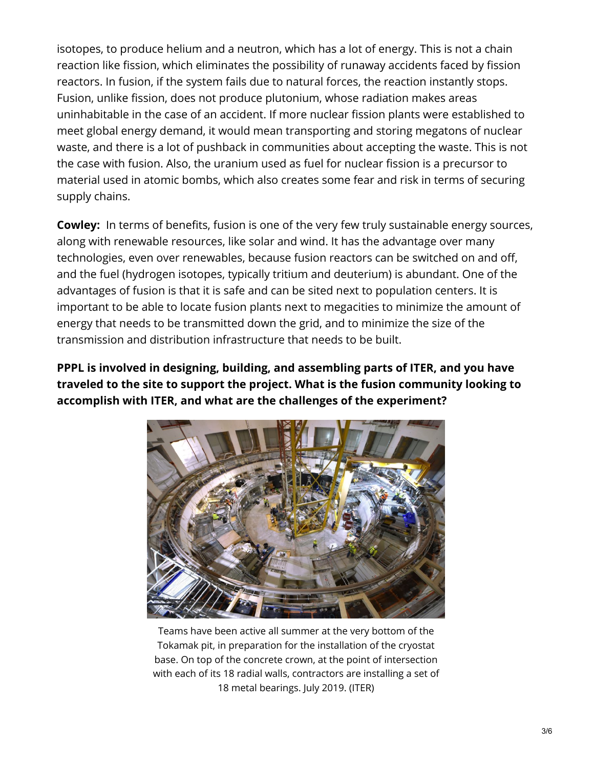isotopes, to produce helium and a neutron, which has a lot of energy. This is not a chain reaction like fission, which eliminates the possibility of runaway accidents faced by fission reactors. In fusion, if the system fails due to natural forces, the reaction instantly stops. Fusion, unlike fission, does not produce plutonium, whose radiation makes areas uninhabitable in the case of an accident. If more nuclear fission plants were established to meet global energy demand, it would mean transporting and storing megatons of nuclear waste, and there is a lot of pushback in communities about accepting the waste. This is not the case with fusion. Also, the uranium used as fuel for nuclear fission is a precursor to material used in atomic bombs, which also creates some fear and risk in terms of securing supply chains.

**Cowley:** In terms of benefits, fusion is one of the very few truly sustainable energy sources, along with renewable resources, like solar and wind. It has the advantage over many technologies, even over renewables, because fusion reactors can be switched on and off, and the fuel (hydrogen isotopes, typically tritium and deuterium) is abundant. One of the advantages of fusion is that it is safe and can be sited next to population centers. It is important to be able to locate fusion plants next to megacities to minimize the amount of energy that needs to be transmitted down the grid, and to minimize the size of the transmission and distribution infrastructure that needs to be built.

**PPPL is involved in designing, building, and assembling parts of ITER, and you have traveled to the site to support the project. What is the fusion community looking to accomplish with ITER, and what are the challenges of the experiment?**

Teams have been active all summer at the very bottom of the Tokamak pit, in preparation for the installation of the cryostat base. On top of the concrete crown, at the point of intersection with each of its 18 radial walls, contractors are installing a set of 18 metal bearings. July 2019. (ITER)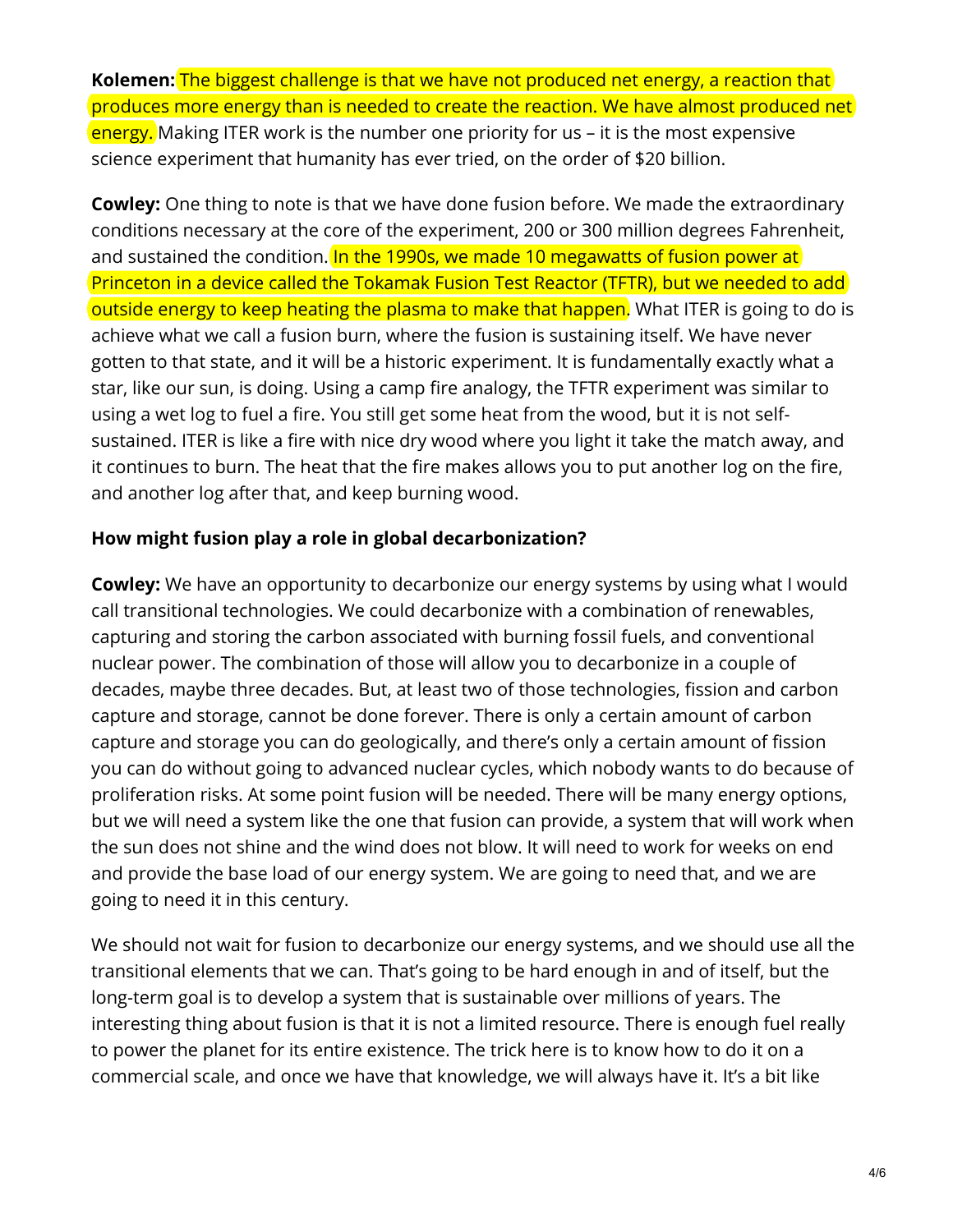**Kolemen:** The biggest challenge is that we have not produced net energy, a reaction that produces more energy than is needed to create the reaction. We have almost produced net energy. Making ITER work is the number one priority for us – it is the most expensive science experiment that humanity has ever tried, on the order of $20 billion.

**Cowley:** One thing to note is that we have done fusion before. We made the extraordinary conditions necessary at the core of the experiment, 200 or 300 million degrees Fahrenheit, and sustained the condition. In the 1990s, we made 10 megawatts of fusion power at Princeton in a device called the Tokamak Fusion Test Reactor (TFTR), but we needed to add outside energy to keep heating the plasma to make that happen. What ITER is going to do is achieve what we call a fusion burn, where the fusion is sustaining itself. We have never gotten to that state, and it will be a historic experiment. It is fundamentally exactly what a star, like our sun, is doing. Using a camp fire analogy, the TFTR experiment was similar to using a wet log to fuel a fire. You still get some heat from the wood, but it is not self-sustained. ITER is like a fire with nice dry wood where you light it take the match away, and it continues to burn. The heat that the fire makes allows you to put another log on the fire, and another log after that, and keep burning wood.

**How might fusion play a role in global decarbonization?**

**Cowley:** We have an opportunity to decarbonize our energy systems by using what I would call transitional technologies. We could decarbonize with a combination of renewables, capturing and storing the carbon associated with burning fossil fuels, and conventional nuclear power. The combination of those will allow you to decarbonize in a couple of decades, maybe three decades. But, at least two of those technologies, fission and carbon capture and storage, cannot be done forever. There is only a certain amount of carbon capture and storage you can do geologically, and there's only a certain amount of fission you can do without going to advanced nuclear cycles, which nobody wants to do because of proliferation risks. At some point fusion will be needed. There will be many energy options, but we will need a system like the one that fusion can provide, a system that will work when the sun does not shine and the wind does not blow. It will need to work for weeks on end and provide the base load of our energy system. We are going to need that, and we are going to need it in this century.

We should not wait for fusion to decarbonize our energy systems, and we should use all the transitional elements that we can. That's going to be hard enough in and of itself, but the long-term goal is to develop a system that is sustainable over millions of years. The interesting thing about fusion is that it is not a limited resource. There is enough fuel really to power the planet for its entire existence. The trick here is to know how to do it on a commercial scale, and once we have that knowledge, we will always have it. It's a bit like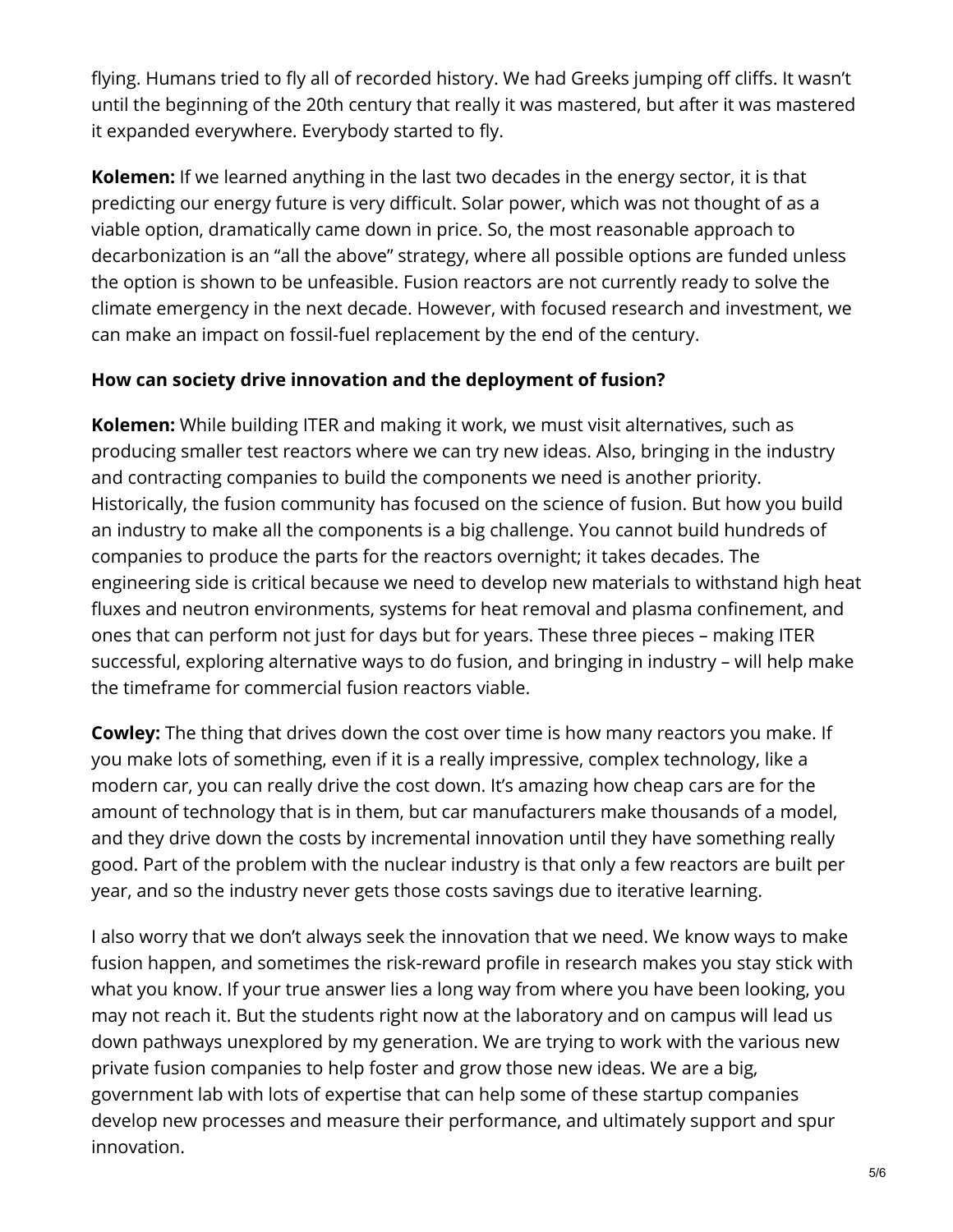flying. Humans tried to fly all of recorded history. We had Greeks jumping off cliffs. It wasn't until the beginning of the 20th century that really it was mastered, but after it was mastered it expanded everywhere. Everybody started to fly.

**Kolemen:** If we learned anything in the last two decades in the energy sector, it is that predicting our energy future is very difficult. Solar power, which was not thought of as a viable option, dramatically came down in price. So, the most reasonable approach to decarbonization is an "all the above" strategy, where all possible options are funded unless the option is shown to be unfeasible. Fusion reactors are not currently ready to solve the climate emergency in the next decade. However, with focused research and investment, we can make an impact on fossil-fuel replacement by the end of the century.

**How can society drive innovation and the deployment of fusion?**

**Kolemen:** While building ITER and making it work, we must visit alternatives, such as producing smaller test reactors where we can try new ideas. Also, bringing in the industry and contracting companies to build the components we need is another priority. Historically, the fusion community has focused on the science of fusion. But how you build an industry to make all the components is a big challenge. You cannot build hundreds of companies to produce the parts for the reactors overnight; it takes decades. The engineering side is critical because we need to develop new materials to withstand high heat fluxes and neutron environments, systems for heat removal and plasma confinement, and ones that can perform not just for days but for years. These three pieces – making ITER successful, exploring alternative ways to do fusion, and bringing in industry – will help make the timeframe for commercial fusion reactors viable.

**Cowley:** The thing that drives down the cost over time is how many reactors you make. If you make lots of something, even if it is a really impressive, complex technology, like a modern car, you can really drive the cost down. It's amazing how cheap cars are for the amount of technology that is in them, but car manufacturers make thousands of a model, and they drive down the costs by incremental innovation until they have something really good. Part of the problem with the nuclear industry is that only a few reactors are built per year, and so the industry never gets those costs savings due to iterative learning.

I also worry that we don't always seek the innovation that we need. We know ways to make fusion happen, and sometimes the risk-reward profile in research makes you stay stick with what you know. If your true answer lies a long way from where you have been looking, you may not reach it. But the students right now at the laboratory and on campus will lead us down pathways unexplored by my generation. We are trying to work with the various new private fusion companies to help foster and grow those new ideas. We are a big, government lab with lots of expertise that can help some of these startup companies develop new processes and measure their performance, and ultimately support and spur innovation.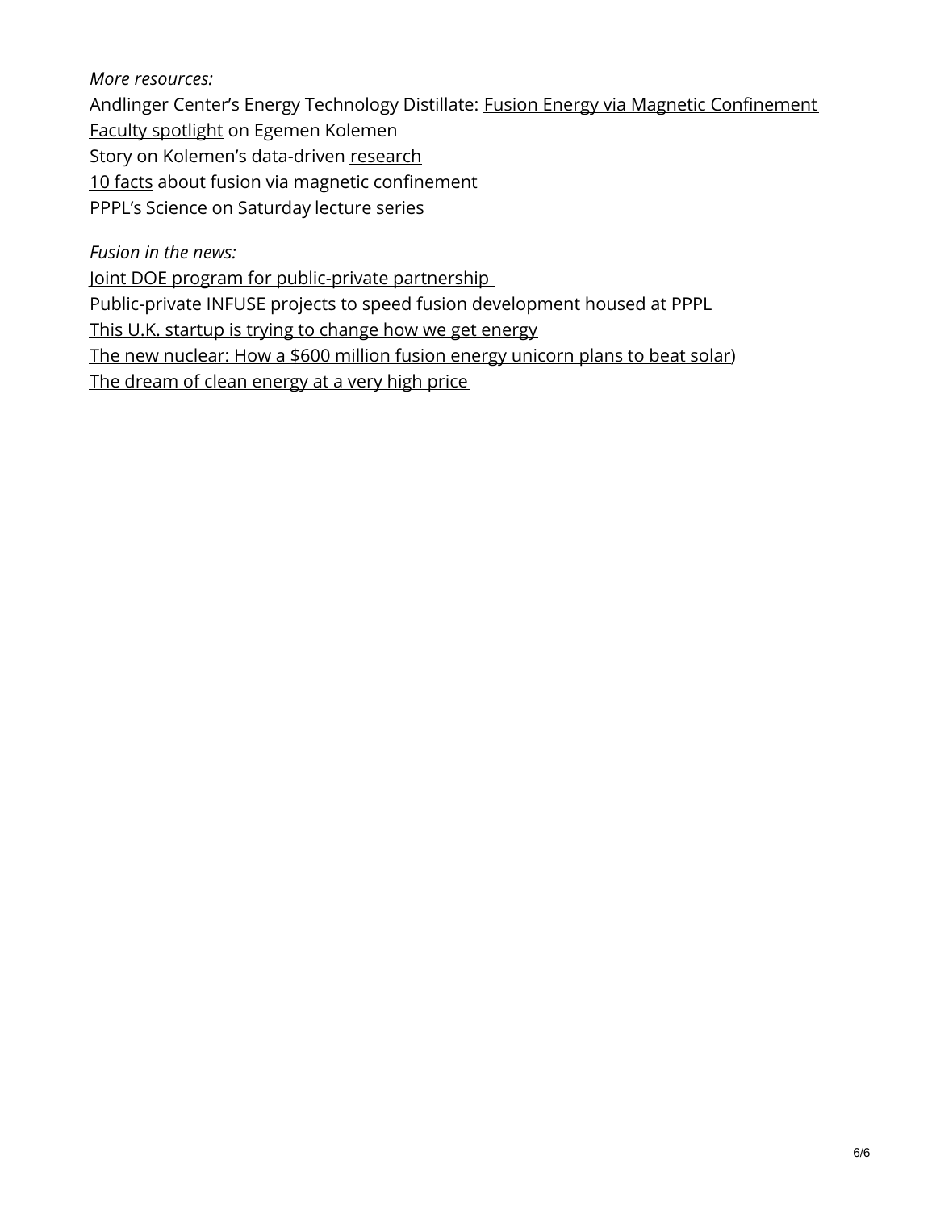*More resources:*

Andlinger Center's Energy Technology Distillate: Fusion Energy via Magnetic Confinement
Faculty spotlight on Egemen Kolemen
Story on Kolemen's data-driven research
10 facts about fusion via magnetic confinement
PPPL's Science on Saturday lecture series

*Fusion in the news:*

Joint DOE program for public-private partnership
Public-private INFUSE projects to speed fusion development housed at PPPL
This U.K. startup is trying to change how we get energy
The new nuclear: How a $600 million fusion energy unicorn plans to beat solar)
The dream of clean energy at a very high price